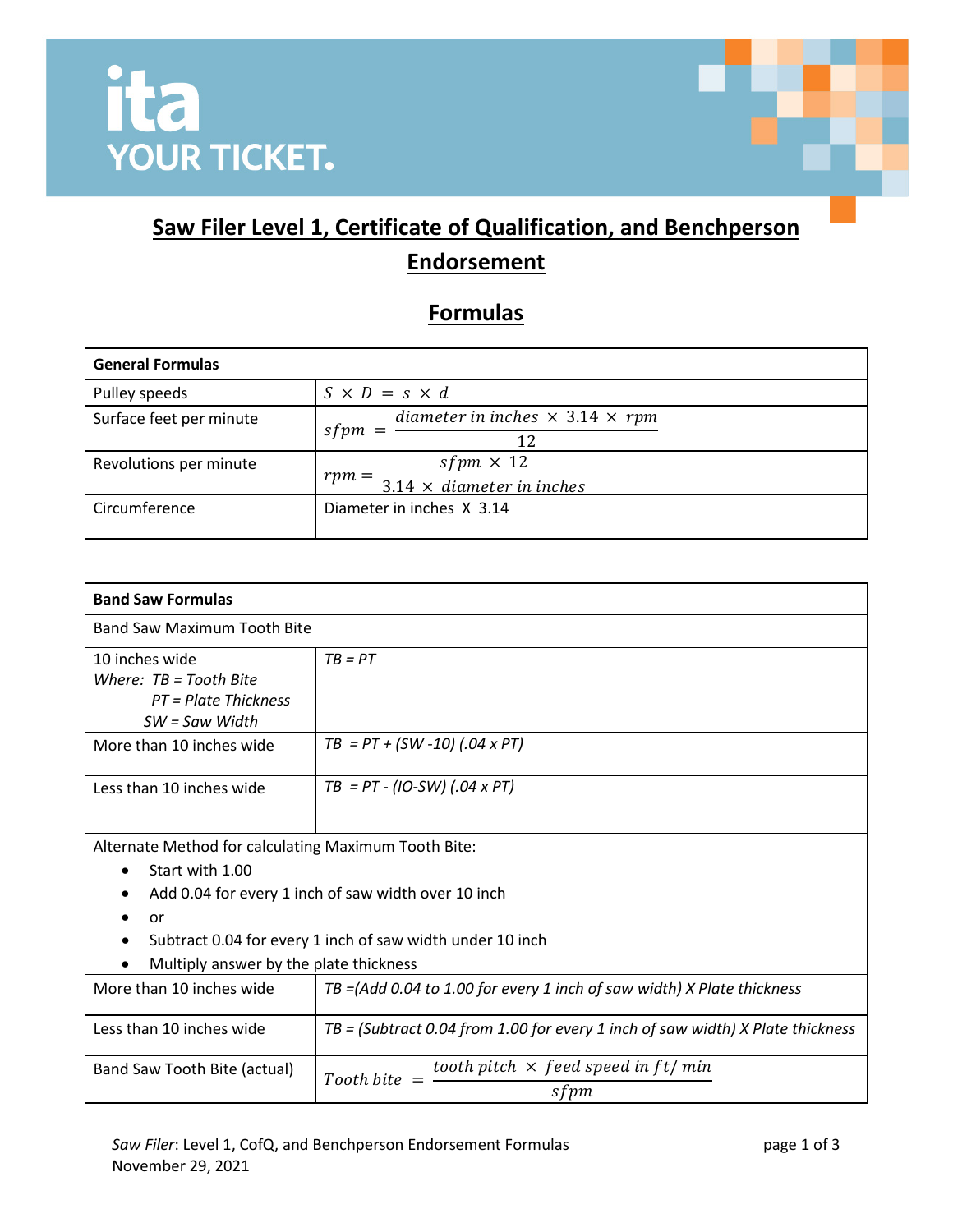# Saw Filer Level 1, Certificate of Qualification, and Benchperson Endorsement

## Formulas

| General Formulas | |
|---|---|
| Pulley speeds | $S \times D = s \times d$ |
| Surface feet per minute | $sfpm = \dfrac{diameter\ in\ inches \times 3.14 \times rpm}{12}$ |
| Revolutions per minute | $rpm = \dfrac{sfpm \times 12}{3.14 \times diameter\ in\ inches}$ |
| Circumference | Diameter in inches X 3.14 |

| Band Saw Formulas | |
|---|---|
| Band Saw Maximum Tooth Bite | |
| 10 inches wide<br>*Where: TB = Tooth Bite*<br>*PT = Plate Thickness*<br>*SW = Saw Width* | *TB = PT* |
| More than 10 inches wide | *TB = PT + (SW -10) (.04 x PT)* |
| Less than 10 inches wide | *TB = PT - (IO-SW) (.04 x PT)* |
| Alternate Method for calculating Maximum Tooth Bite:<br>• Start with 1.00<br>• Add 0.04 for every 1 inch of saw width over 10 inch<br>• or<br>• Subtract 0.04 for every 1 inch of saw width under 10 inch<br>• Multiply answer by the plate thickness | |
| More than 10 inches wide | *TB =(Add 0.04 to 1.00 for every 1 inch of saw width) X Plate thickness* |
| Less than 10 inches wide | *TB = (Subtract 0.04 from 1.00 for every 1 inch of saw width) X Plate thickness* |
| Band Saw Tooth Bite (actual) | $Tooth\ bite = \dfrac{tooth\ pitch \times feed\ speed\ in\ ft/min}{sfpm}$ |

*Saw Filer*: Level 1, CofQ, and Benchperson Endorsement Formulas
November 29, 2021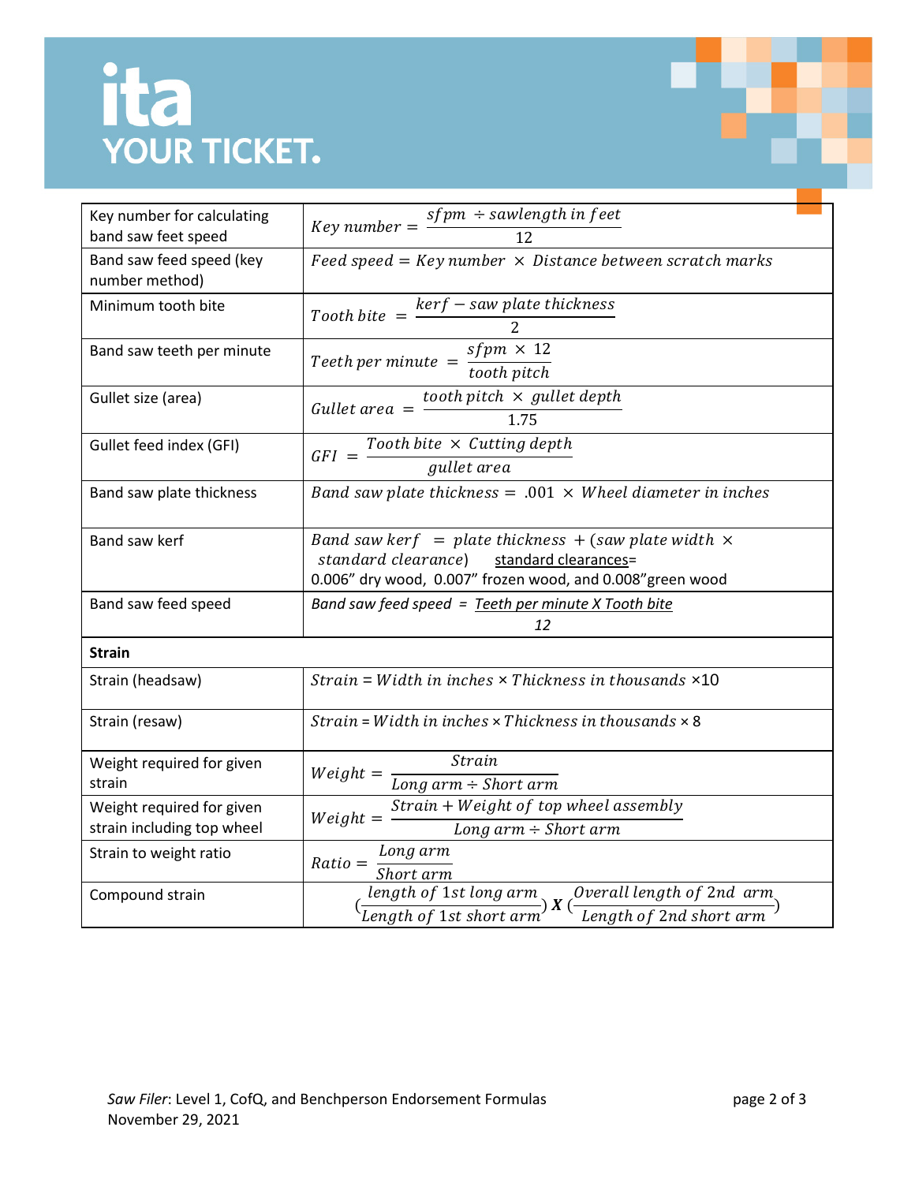| | |
|---|---|
| Key number for calculating band saw feet speed | $Key\ number = \frac{sfpm\ \div sawlength\ in\ feet}{12}$ |
| Band saw feed speed (key number method) | $Feed\ speed = Key\ number\ \times\ Distance\ between\ scratch\ marks$ |
| Minimum tooth bite | $Tooth\ bite\ = \frac{kerf - saw\ plate\ thickness}{2}$ |
| Band saw teeth per minute | $Teeth\ per\ minute\ = \frac{sfpm\ \times\ 12}{tooth\ pitch}$ |
| Gullet size (area) | $Gullet\ area\ = \frac{tooth\ pitch\ \times\ gullet\ depth}{1.75}$ |
| Gullet feed index (GFI) | $GFI\ = \frac{Tooth\ bite\ \times\ Cutting\ depth}{gullet\ area}$ |
| Band saw plate thickness | $Band\ saw\ plate\ thickness = .001\ \times\ Wheel\ diameter\ in\ inches$ |
| Band saw kerf | $Band\ saw\ kerf\ = plate\ thickness\ + (saw\ plate\ width\ \times\ standard\ clearance)$ standard clearances= 0.006” dry wood, 0.007” frozen wood, and 0.008”green wood |
| Band saw feed speed | $Band\ saw\ feed\ speed\ = \frac{Teeth\ per\ minute\ X\ Tooth\ bite}{12}$ |
| **Strain** | |
| Strain (headsaw) | $Strain = Width\ in\ inches \times Thickness\ in\ thousands \times 10$ |
| Strain (resaw) | $Strain = Width\ in\ inches \times Thickness\ in\ thousands \times 8$ |
| Weight required for given strain | $Weight = \frac{Strain}{Long\ arm \div Short\ arm}$ |
| Weight required for given strain including top wheel | $Weight = \frac{Strain + Weight\ of\ top\ wheel\ assembly}{Long\ arm \div Short\ arm}$ |
| Strain to weight ratio | $Ratio = \frac{Long\ arm}{Short\ arm}$ |
| Compound strain | $(\frac{length\ of\ 1st\ long\ arm}{Length\ of\ 1st\ short\ arm})\ \boldsymbol{X}\ (\frac{Overall\ length\ of\ 2nd\ arm}{Length\ of\ 2nd\ short\ arm})$ |

*Saw Filer*: Level 1, CofQ, and Benchperson Endorsement Formulas
November 29, 2021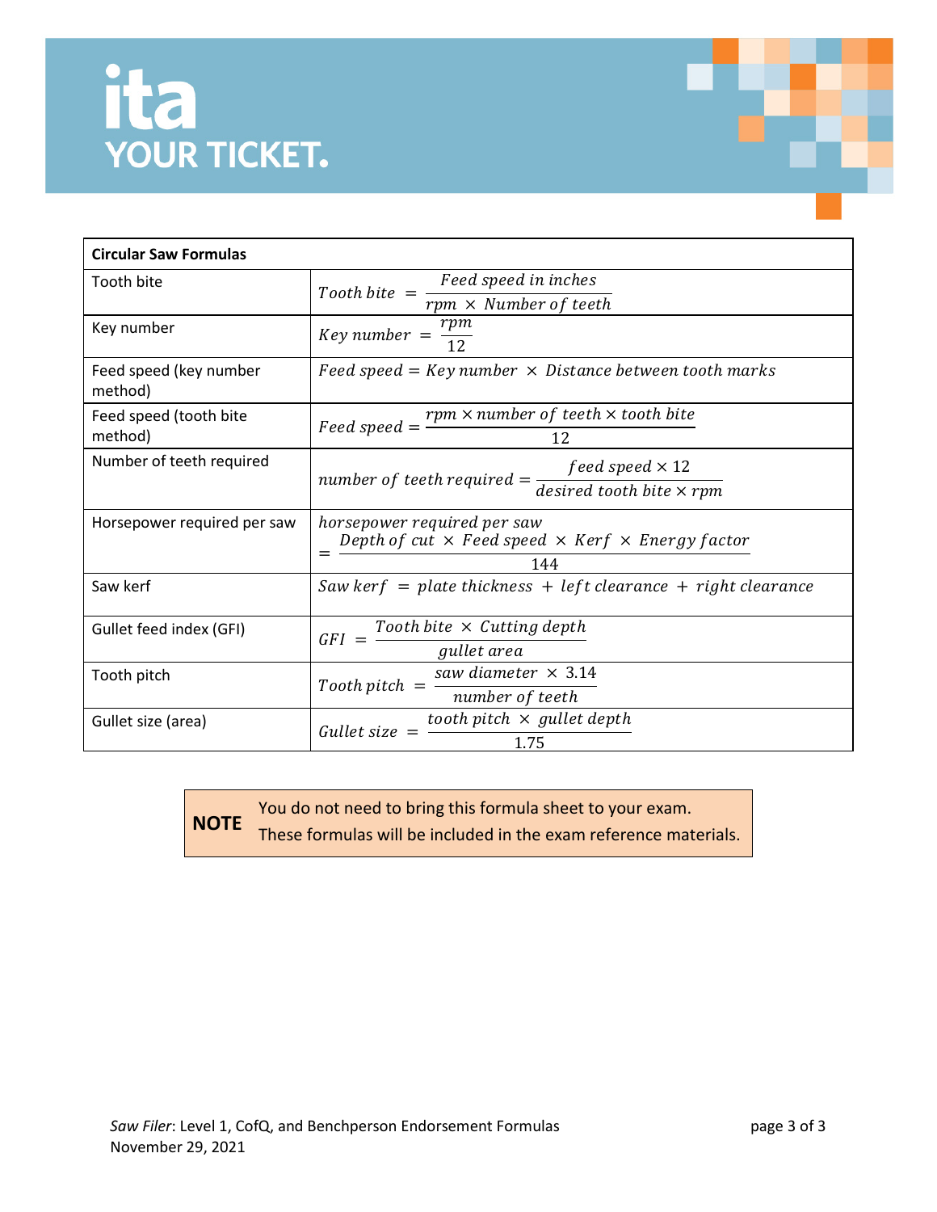| Circular Saw Formulas | |
|---|---|
| Tooth bite | $Tooth\ bite\ = \dfrac{Feed\ speed\ in\ inches}{rpm\ \times\ Number\ of\ teeth}$ |
| Key number | $Key\ number\ = \dfrac{rpm}{12}$ |
| Feed speed (key number method) | $Feed\ speed = Key\ number\ \times\ Distance\ between\ tooth\ marks$ |
| Feed speed (tooth bite method) | $Feed\ speed = \dfrac{rpm \times number\ of\ teeth \times tooth\ bite}{12}$ |
| Number of teeth required | $number\ of\ teeth\ required = \dfrac{feed\ speed \times 12}{desired\ tooth\ bite \times rpm}$ |
| Horsepower required per saw | $horsepower\ required\ per\ saw = \dfrac{Depth\ of\ cut\ \times\ Feed\ speed\ \times\ Kerf\ \times\ Energy\ factor}{144}$ |
| Saw kerf | $Saw\ kerf\ = plate\ thickness\ +\ left\ clearance\ +\ right\ clearance$ |
| Gullet feed index (GFI) | $GFI\ = \dfrac{Tooth\ bite\ \times\ Cutting\ depth}{gullet\ area}$ |
| Tooth pitch | $Tooth\ pitch\ = \dfrac{saw\ diameter\ \times\ 3.14}{number\ of\ teeth}$ |
| Gullet size (area) | $Gullet\ size\ = \dfrac{tooth\ pitch\ \times\ gullet\ depth}{1.75}$ |

**NOTE** You do not need to bring this formula sheet to your exam. These formulas will be included in the exam reference materials.

*Saw Filer*: Level 1, CofQ, and Benchperson Endorsement Formulas
November 29, 2021